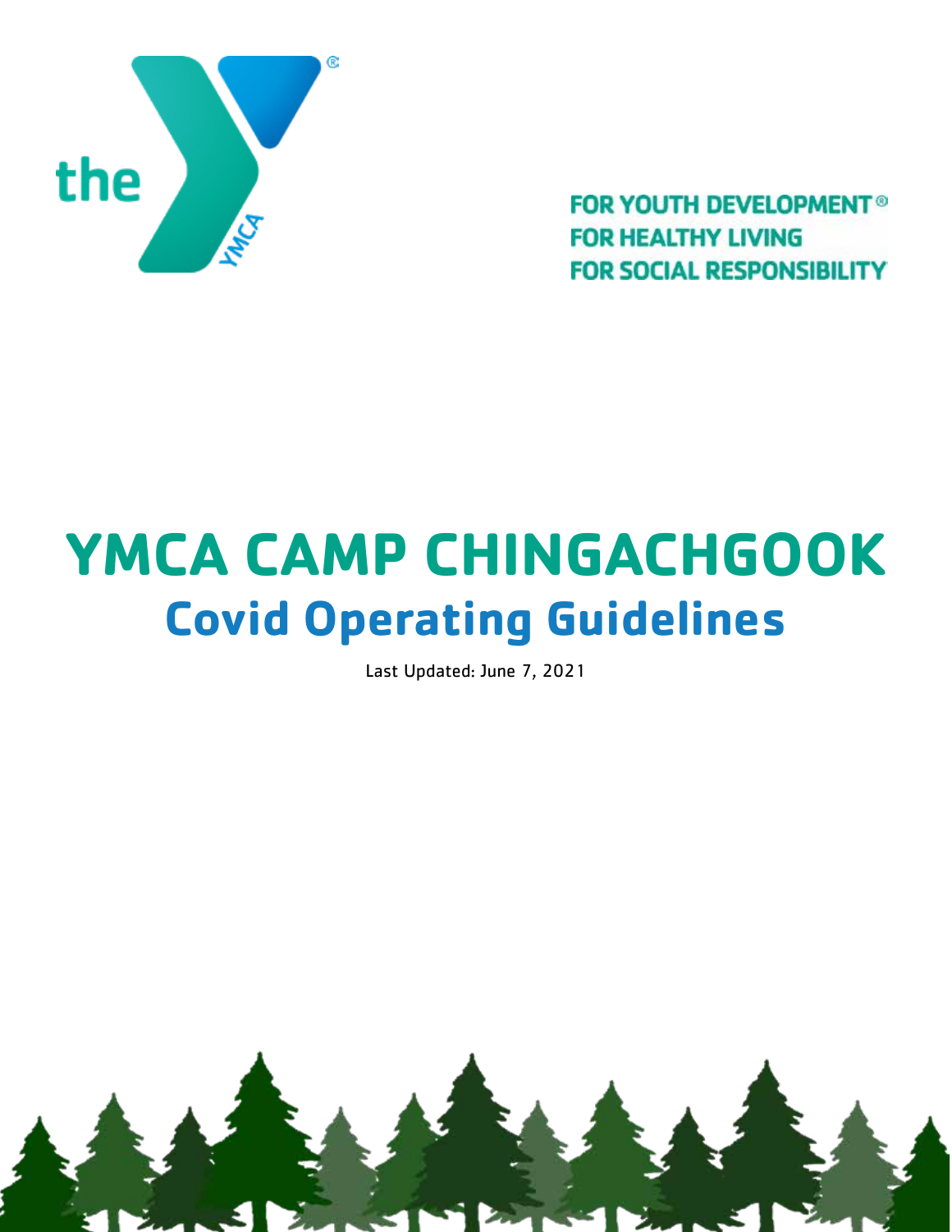FOR YOUTH DEVELOPMENT®
FOR HEALTHY LIVING
FOR SOCIAL RESPONSIBILITY

# YMCA CAMP CHINGACHGOOK

## Covid Operating Guidelines

Last Updated: June 7, 2021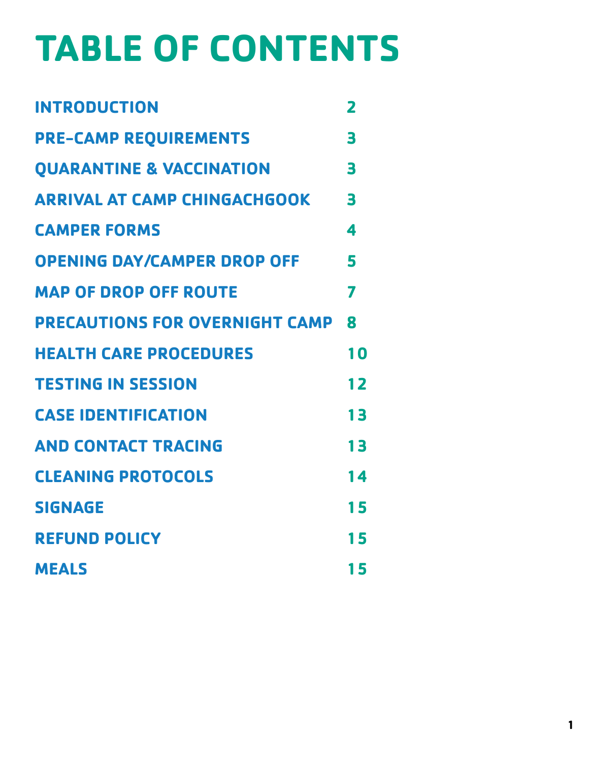# TABLE OF CONTENTS

| | |
|---|---|
| INTRODUCTION | 2 |
| PRE-CAMP REQUIREMENTS | 3 |
| QUARANTINE & VACCINATION | 3 |
| ARRIVAL AT CAMP CHINGACHGOOK | 3 |
| CAMPER FORMS | 4 |
| OPENING DAY/CAMPER DROP OFF | 5 |
| MAP OF DROP OFF ROUTE | 7 |
| PRECAUTIONS FOR OVERNIGHT CAMP | 8 |
| HEALTH CARE PROCEDURES | 10 |
| TESTING IN SESSION | 12 |
| CASE IDENTIFICATION | 13 |
| AND CONTACT TRACING | 13 |
| CLEANING PROTOCOLS | 14 |
| SIGNAGE | 15 |
| REFUND POLICY | 15 |
| MEALS | 15 |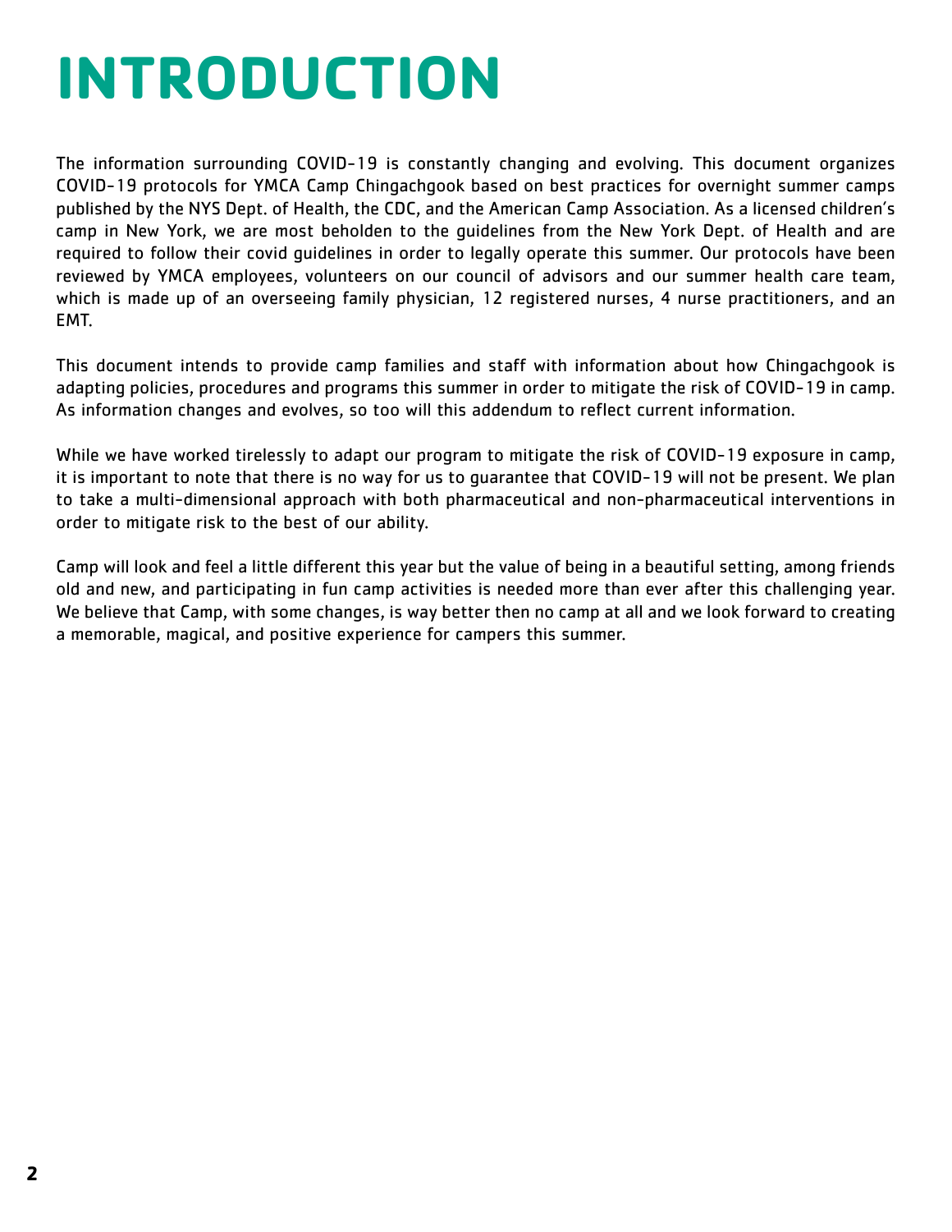# INTRODUCTION

The information surrounding COVID-19 is constantly changing and evolving. This document organizes COVID-19 protocols for YMCA Camp Chingachgook based on best practices for overnight summer camps published by the NYS Dept. of Health, the CDC, and the American Camp Association. As a licensed children's camp in New York, we are most beholden to the guidelines from the New York Dept. of Health and are required to follow their covid guidelines in order to legally operate this summer. Our protocols have been reviewed by YMCA employees, volunteers on our council of advisors and our summer health care team, which is made up of an overseeing family physician, 12 registered nurses, 4 nurse practitioners, and an EMT.

This document intends to provide camp families and staff with information about how Chingachgook is adapting policies, procedures and programs this summer in order to mitigate the risk of COVID-19 in camp. As information changes and evolves, so too will this addendum to reflect current information.

While we have worked tirelessly to adapt our program to mitigate the risk of COVID-19 exposure in camp, it is important to note that there is no way for us to guarantee that COVID-19 will not be present. We plan to take a multi-dimensional approach with both pharmaceutical and non-pharmaceutical interventions in order to mitigate risk to the best of our ability.

Camp will look and feel a little different this year but the value of being in a beautiful setting, among friends old and new, and participating in fun camp activities is needed more than ever after this challenging year. We believe that Camp, with some changes, is way better then no camp at all and we look forward to creating a memorable, magical, and positive experience for campers this summer.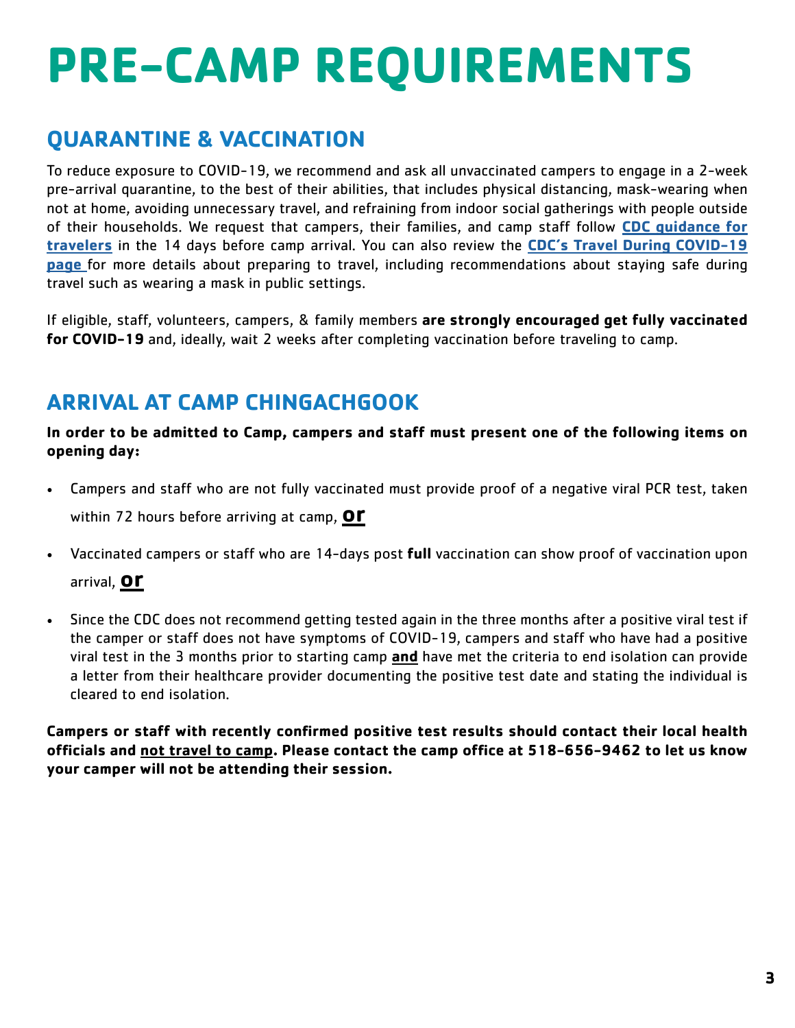# PRE-CAMP REQUIREMENTS

## QUARANTINE & VACCINATION

To reduce exposure to COVID-19, we recommend and ask all unvaccinated campers to engage in a 2-week pre-arrival quarantine, to the best of their abilities, that includes physical distancing, mask-wearing when not at home, avoiding unnecessary travel, and refraining from indoor social gatherings with people outside of their households. We request that campers, their families, and camp staff follow **CDC guidance for travelers** in the 14 days before camp arrival. You can also review the **CDC's Travel During COVID-19 page** for more details about preparing to travel, including recommendations about staying safe during travel such as wearing a mask in public settings.

If eligible, staff, volunteers, campers, & family members **are strongly encouraged get fully vaccinated for COVID-19** and, ideally, wait 2 weeks after completing vaccination before traveling to camp.

## ARRIVAL AT CAMP CHINGACHGOOK

**In order to be admitted to Camp, campers and staff must present one of the following items on opening day:**

- Campers and staff who are not fully vaccinated must provide proof of a negative viral PCR test, taken within 72 hours before arriving at camp, **or**
- Vaccinated campers or staff who are 14-days post **full** vaccination can show proof of vaccination upon arrival, **or**
- Since the CDC does not recommend getting tested again in the three months after a positive viral test if the camper or staff does not have symptoms of COVID-19, campers and staff who have had a positive viral test in the 3 months prior to starting camp **and** have met the criteria to end isolation can provide a letter from their healthcare provider documenting the positive test date and stating the individual is cleared to end isolation.

**Campers or staff with recently confirmed positive test results should contact their local health officials and not travel to camp. Please contact the camp office at 518-656-9462 to let us know your camper will not be attending their session.**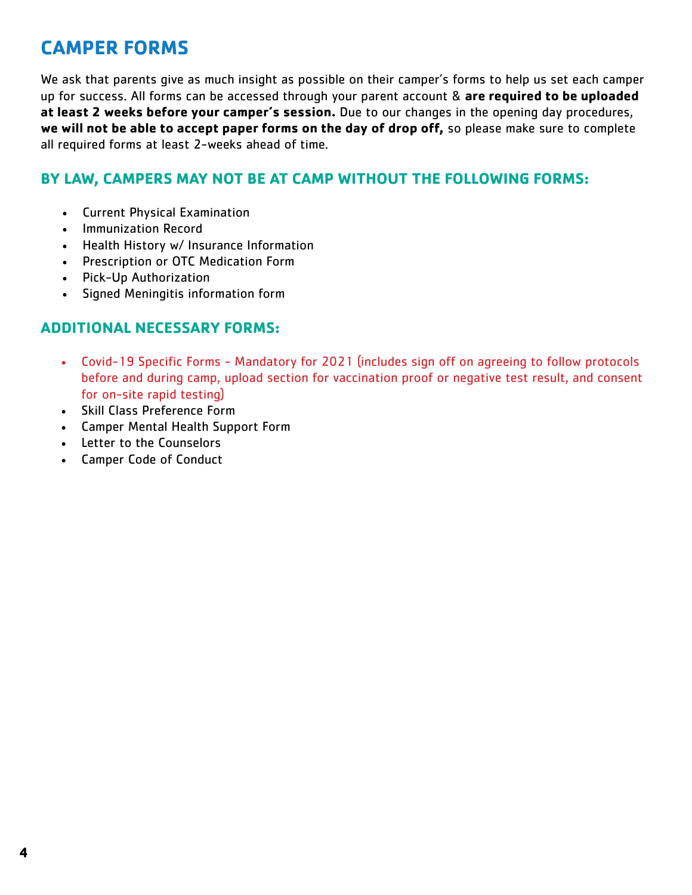# CAMPER FORMS

We ask that parents give as much insight as possible on their camper's forms to help us set each camper up for success. All forms can be accessed through your parent account & **are required to be uploaded at least 2 weeks before your camper's session.** Due to our changes in the opening day procedures, **we will not be able to accept paper forms on the day of drop off,** so please make sure to complete all required forms at least 2-weeks ahead of time.

## BY LAW, CAMPERS MAY NOT BE AT CAMP WITHOUT THE FOLLOWING FORMS:

- Current Physical Examination
- Immunization Record
- Health History w/ Insurance Information
- Prescription or OTC Medication Form
- Pick-Up Authorization
- Signed Meningitis information form

## ADDITIONAL NECESSARY FORMS:

- Covid-19 Specific Forms - Mandatory for 2021 (includes sign off on agreeing to follow protocols before and during camp, upload section for vaccination proof or negative test result, and consent for on-site rapid testing)
- Skill Class Preference Form
- Camper Mental Health Support Form
- Letter to the Counselors
- Camper Code of Conduct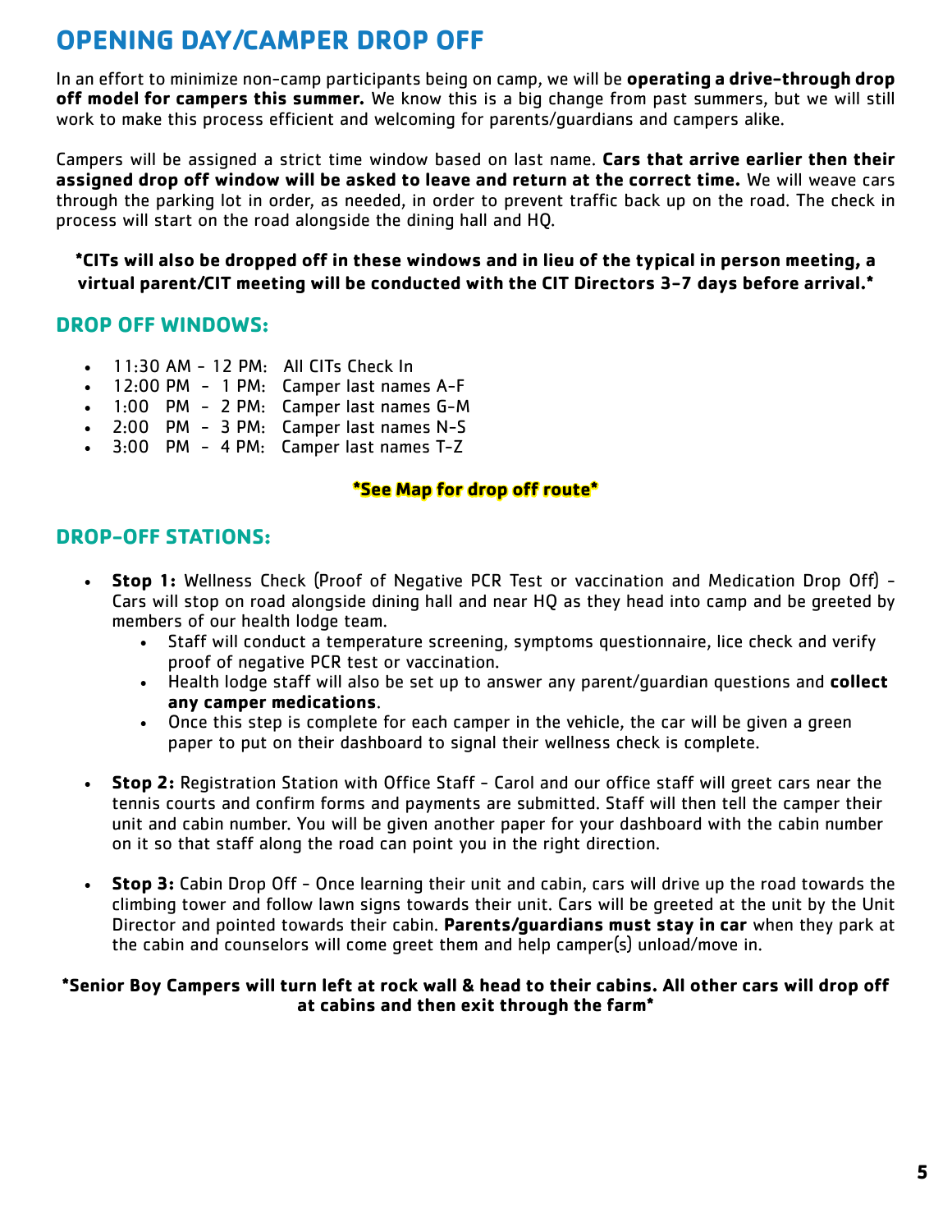# OPENING DAY/CAMPER DROP OFF

In an effort to minimize non-camp participants being on camp, we will be **operating a drive-through drop off model for campers this summer.** We know this is a big change from past summers, but we will still work to make this process efficient and welcoming for parents/guardians and campers alike.

Campers will be assigned a strict time window based on last name. **Cars that arrive earlier then their assigned drop off window will be asked to leave and return at the correct time.** We will weave cars through the parking lot in order, as needed, in order to prevent traffic back up on the road. The check in process will start on the road alongside the dining hall and HQ.

**\*CITs will also be dropped off in these windows and in lieu of the typical in person meeting, a virtual parent/CIT meeting will be conducted with the CIT Directors 3-7 days before arrival.\***

## DROP OFF WINDOWS:

- 11:30 AM - 12 PM: All CITs Check In
- 12:00 PM - 1 PM: Camper last names A-F
- 1:00 PM - 2 PM: Camper last names G-M
- 2:00 PM - 3 PM: Camper last names N-S
- 3:00 PM - 4 PM: Camper last names T-Z

**\*See Map for drop off route\***

## DROP-OFF STATIONS:

- **Stop 1:** Wellness Check (Proof of Negative PCR Test or vaccination and Medication Drop Off) - Cars will stop on road alongside dining hall and near HQ as they head into camp and be greeted by members of our health lodge team.
  - Staff will conduct a temperature screening, symptoms questionnaire, lice check and verify proof of negative PCR test or vaccination.
  - Health lodge staff will also be set up to answer any parent/guardian questions and **collect any camper medications**.
  - Once this step is complete for each camper in the vehicle, the car will be given a green paper to put on their dashboard to signal their wellness check is complete.

- **Stop 2:** Registration Station with Office Staff - Carol and our office staff will greet cars near the tennis courts and confirm forms and payments are submitted. Staff will then tell the camper their unit and cabin number. You will be given another paper for your dashboard with the cabin number on it so that staff along the road can point you in the right direction.

- **Stop 3:** Cabin Drop Off - Once learning their unit and cabin, cars will drive up the road towards the climbing tower and follow lawn signs towards their unit. Cars will be greeted at the unit by the Unit Director and pointed towards their cabin. **Parents/guardians must stay in car** when they park at the cabin and counselors will come greet them and help camper(s) unload/move in.

**\*Senior Boy Campers will turn left at rock wall & head to their cabins. All other cars will drop off at cabins and then exit through the farm\***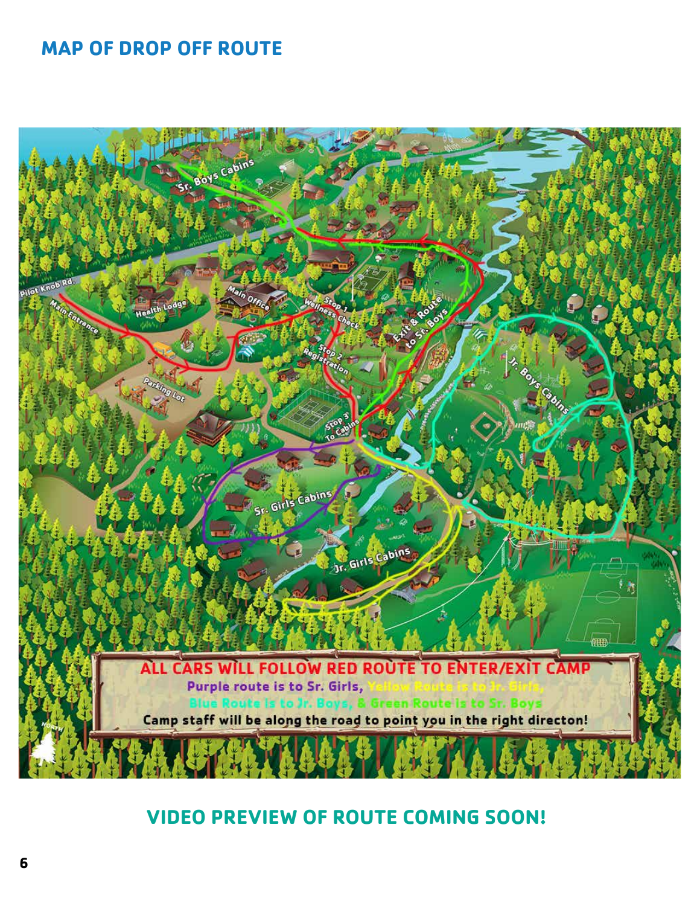## MAP OF DROP OFF ROUTE

Pilot Knob Rd.

Main Entrance

Health Lodge

Main Office

Parking Lot

Stop 1 Wellness Check

Stop 2 Registration

Stop 3 To Cabins

Exit & Route to Sr. Boys

Sr. Boys Cabins

Jr. Boys Cabins

Sr. Girls Cabins

Jr. Girls Cabins

**ALL CARS WILL FOLLOW RED ROUTE TO ENTER/EXIT CAMP**

**Purple route is to Sr. Girls, Yellow Route is to Jr. Girls, Blue Route is to Jr. Boys, & Green Route is to Sr. Boys**

**Camp staff will be along the road to point you in the right directon!**

NORTH

## VIDEO PREVIEW OF ROUTE COMING SOON!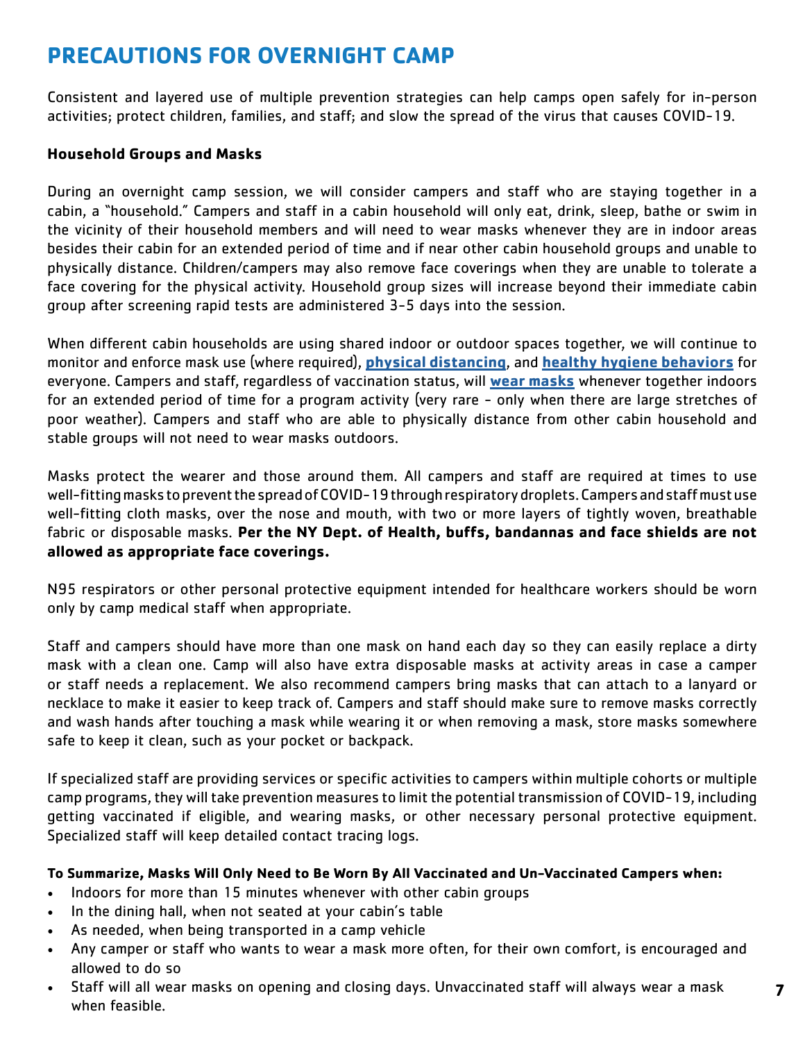# PRECAUTIONS FOR OVERNIGHT CAMP

Consistent and layered use of multiple prevention strategies can help camps open safely for in-person activities; protect children, families, and staff; and slow the spread of the virus that causes COVID-19.

### Household Groups and Masks

During an overnight camp session, we will consider campers and staff who are staying together in a cabin, a "household." Campers and staff in a cabin household will only eat, drink, sleep, bathe or swim in the vicinity of their household members and will need to wear masks whenever they are in indoor areas besides their cabin for an extended period of time and if near other cabin household groups and unable to physically distance. Children/campers may also remove face coverings when they are unable to tolerate a face covering for the physical activity. Household group sizes will increase beyond their immediate cabin group after screening rapid tests are administered 3-5 days into the session.

When different cabin households are using shared indoor or outdoor spaces together, we will continue to monitor and enforce mask use (where required), **physical distancing**, and **healthy hygiene behaviors** for everyone. Campers and staff, regardless of vaccination status, will **wear masks** whenever together indoors for an extended period of time for a program activity (very rare - only when there are large stretches of poor weather). Campers and staff who are able to physically distance from other cabin household and stable groups will not need to wear masks outdoors.

Masks protect the wearer and those around them. All campers and staff are required at times to use well-fitting masks to prevent the spread of COVID-19 through respiratory droplets. Campers and staff must use well-fitting cloth masks, over the nose and mouth, with two or more layers of tightly woven, breathable fabric or disposable masks. **Per the NY Dept. of Health, buffs, bandannas and face shields are not allowed as appropriate face coverings.**

N95 respirators or other personal protective equipment intended for healthcare workers should be worn only by camp medical staff when appropriate.

Staff and campers should have more than one mask on hand each day so they can easily replace a dirty mask with a clean one. Camp will also have extra disposable masks at activity areas in case a camper or staff needs a replacement. We also recommend campers bring masks that can attach to a lanyard or necklace to make it easier to keep track of. Campers and staff should make sure to remove masks correctly and wash hands after touching a mask while wearing it or when removing a mask, store masks somewhere safe to keep it clean, such as your pocket or backpack.

If specialized staff are providing services or specific activities to campers within multiple cohorts or multiple camp programs, they will take prevention measures to limit the potential transmission of COVID-19, including getting vaccinated if eligible, and wearing masks, or other necessary personal protective equipment. Specialized staff will keep detailed contact tracing logs.

**To Summarize, Masks Will Only Need to Be Worn By All Vaccinated and Un-Vaccinated Campers when:**

- Indoors for more than 15 minutes whenever with other cabin groups
- In the dining hall, when not seated at your cabin's table
- As needed, when being transported in a camp vehicle
- Any camper or staff who wants to wear a mask more often, for their own comfort, is encouraged and allowed to do so
- Staff will all wear masks on opening and closing days. Unvaccinated staff will always wear a mask when feasible.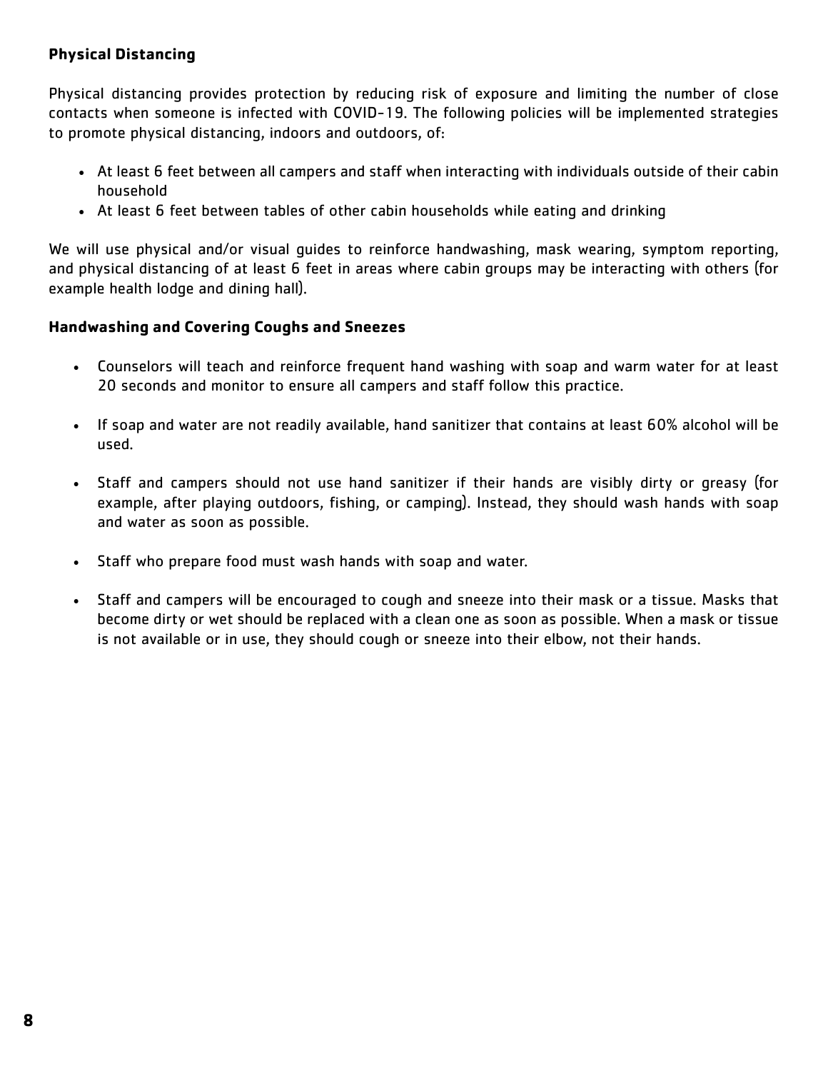**Physical Distancing**

Physical distancing provides protection by reducing risk of exposure and limiting the number of close contacts when someone is infected with COVID-19. The following policies will be implemented strategies to promote physical distancing, indoors and outdoors, of:

- At least 6 feet between all campers and staff when interacting with individuals outside of their cabin household
- At least 6 feet between tables of other cabin households while eating and drinking

We will use physical and/or visual guides to reinforce handwashing, mask wearing, symptom reporting, and physical distancing of at least 6 feet in areas where cabin groups may be interacting with others (for example health lodge and dining hall).

**Handwashing and Covering Coughs and Sneezes**

- Counselors will teach and reinforce frequent hand washing with soap and warm water for at least 20 seconds and monitor to ensure all campers and staff follow this practice.

- If soap and water are not readily available, hand sanitizer that contains at least 60% alcohol will be used.

- Staff and campers should not use hand sanitizer if their hands are visibly dirty or greasy (for example, after playing outdoors, fishing, or camping). Instead, they should wash hands with soap and water as soon as possible.

- Staff who prepare food must wash hands with soap and water.

- Staff and campers will be encouraged to cough and sneeze into their mask or a tissue. Masks that become dirty or wet should be replaced with a clean one as soon as possible. When a mask or tissue is not available or in use, they should cough or sneeze into their elbow, not their hands.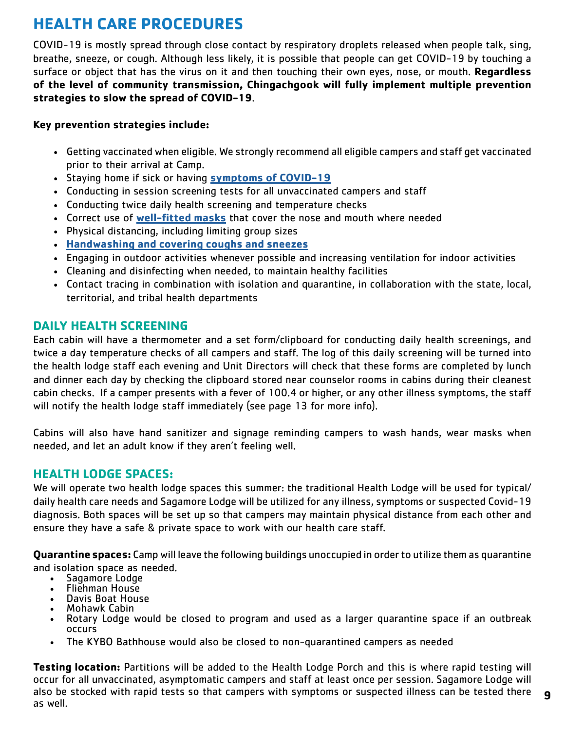# HEALTH CARE PROCEDURES

COVID-19 is mostly spread through close contact by respiratory droplets released when people talk, sing, breathe, sneeze, or cough. Although less likely, it is possible that people can get COVID-19 by touching a surface or object that has the virus on it and then touching their own eyes, nose, or mouth. **Regardless of the level of community transmission, Chingachgook will fully implement multiple prevention strategies to slow the spread of COVID-19**.

**Key prevention strategies include:**

- Getting vaccinated when eligible. We strongly recommend all eligible campers and staff get vaccinated prior to their arrival at Camp.
- Staying home if sick or having **symptoms of COVID-19**
- Conducting in session screening tests for all unvaccinated campers and staff
- Conducting twice daily health screening and temperature checks
- Correct use of **well-fitted masks** that cover the nose and mouth where needed
- Physical distancing, including limiting group sizes
- **Handwashing and covering coughs and sneezes**
- Engaging in outdoor activities whenever possible and increasing ventilation for indoor activities
- Cleaning and disinfecting when needed, to maintain healthy facilities
- Contact tracing in combination with isolation and quarantine, in collaboration with the state, local, territorial, and tribal health departments

## DAILY HEALTH SCREENING

Each cabin will have a thermometer and a set form/clipboard for conducting daily health screenings, and twice a day temperature checks of all campers and staff. The log of this daily screening will be turned into the health lodge staff each evening and Unit Directors will check that these forms are completed by lunch and dinner each day by checking the clipboard stored near counselor rooms in cabins during their cleanest cabin checks. If a camper presents with a fever of 100.4 or higher, or any other illness symptoms, the staff will notify the health lodge staff immediately (see page 13 for more info).

Cabins will also have hand sanitizer and signage reminding campers to wash hands, wear masks when needed, and let an adult know if they aren't feeling well.

## HEALTH LODGE SPACES:

We will operate two health lodge spaces this summer: the traditional Health Lodge will be used for typical/daily health care needs and Sagamore Lodge will be utilized for any illness, symptoms or suspected Covid-19 diagnosis. Both spaces will be set up so that campers may maintain physical distance from each other and ensure they have a safe & private space to work with our health care staff.

**Quarantine spaces:** Camp will leave the following buildings unoccupied in order to utilize them as quarantine and isolation space as needed.

- Sagamore Lodge
- Fliehman House
- Davis Boat House
- Mohawk Cabin
- Rotary Lodge would be closed to program and used as a larger quarantine space if an outbreak occurs
- The KYBO Bathhouse would also be closed to non-quarantined campers as needed

**Testing location:** Partitions will be added to the Health Lodge Porch and this is where rapid testing will occur for all unvaccinated, asymptomatic campers and staff at least once per session. Sagamore Lodge will also be stocked with rapid tests so that campers with symptoms or suspected illness can be tested there as well.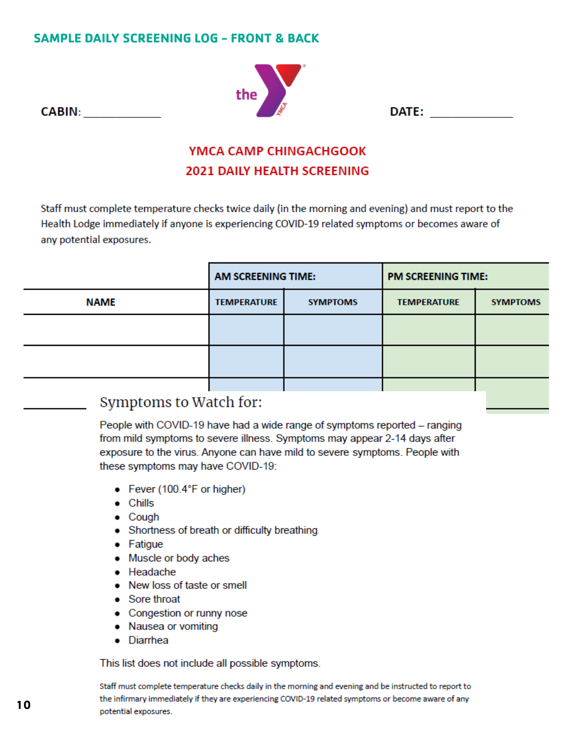## SAMPLE DAILY SCREENING LOG – FRONT & BACK

CABIN: ____________ DATE: ____________

### YMCA CAMP CHINGACHGOOK
### 2021 DAILY HEALTH SCREENING

Staff must complete temperature checks twice daily (in the morning and evening) and must report to the Health Lodge immediately if anyone is experiencing COVID-19 related symptoms or becomes aware of any potential exposures.

| | AM SCREENING TIME: | | PM SCREENING TIME: | |
|---|---|---|---|---|
| NAME | TEMPERATURE | SYMPTOMS | TEMPERATURE | SYMPTOMS |
| | | | | |
| | | | | |
| | | | | |

### Symptoms to Watch for:

People with COVID-19 have had a wide range of symptoms reported – ranging from mild symptoms to severe illness. Symptoms may appear 2-14 days after exposure to the virus. Anyone can have mild to severe symptoms. People with these symptoms may have COVID-19:

- Fever (100.4°F or higher)
- Chills
- Cough
- Shortness of breath or difficulty breathing
- Fatigue
- Muscle or body aches
- Headache
- New loss of taste or smell
- Sore throat
- Congestion or runny nose
- Nausea or vomiting
- Diarrhea

This list does not include all possible symptoms.

Staff must complete temperature checks daily in the morning and evening and be instructed to report to the infirmary immediately if they are experiencing COVID-19 related symptoms or become aware of any potential exposures.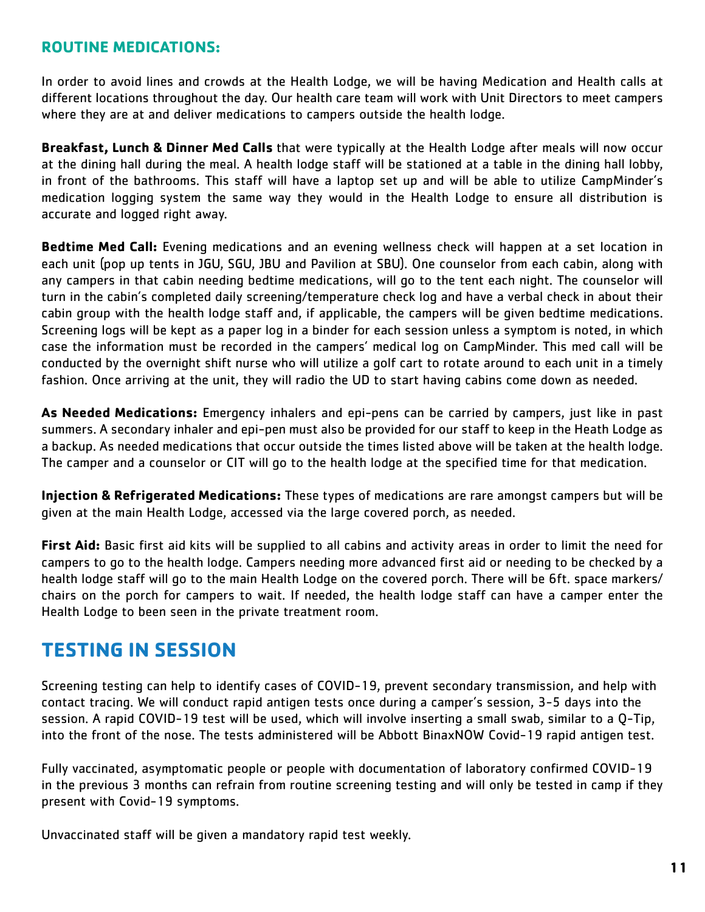## ROUTINE MEDICATIONS:

In order to avoid lines and crowds at the Health Lodge, we will be having Medication and Health calls at different locations throughout the day. Our health care team will work with Unit Directors to meet campers where they are at and deliver medications to campers outside the health lodge.

**Breakfast, Lunch & Dinner Med Calls** that were typically at the Health Lodge after meals will now occur at the dining hall during the meal. A health lodge staff will be stationed at a table in the dining hall lobby, in front of the bathrooms. This staff will have a laptop set up and will be able to utilize CampMinder's medication logging system the same way they would in the Health Lodge to ensure all distribution is accurate and logged right away.

**Bedtime Med Call:** Evening medications and an evening wellness check will happen at a set location in each unit (pop up tents in JGU, SGU, JBU and Pavilion at SBU). One counselor from each cabin, along with any campers in that cabin needing bedtime medications, will go to the tent each night. The counselor will turn in the cabin's completed daily screening/temperature check log and have a verbal check in about their cabin group with the health lodge staff and, if applicable, the campers will be given bedtime medications. Screening logs will be kept as a paper log in a binder for each session unless a symptom is noted, in which case the information must be recorded in the campers' medical log on CampMinder. This med call will be conducted by the overnight shift nurse who will utilize a golf cart to rotate around to each unit in a timely fashion. Once arriving at the unit, they will radio the UD to start having cabins come down as needed.

**As Needed Medications:** Emergency inhalers and epi-pens can be carried by campers, just like in past summers. A secondary inhaler and epi-pen must also be provided for our staff to keep in the Heath Lodge as a backup. As needed medications that occur outside the times listed above will be taken at the health lodge. The camper and a counselor or CIT will go to the health lodge at the specified time for that medication.

**Injection & Refrigerated Medications:** These types of medications are rare amongst campers but will be given at the main Health Lodge, accessed via the large covered porch, as needed.

**First Aid:** Basic first aid kits will be supplied to all cabins and activity areas in order to limit the need for campers to go to the health lodge. Campers needing more advanced first aid or needing to be checked by a health lodge staff will go to the main Health Lodge on the covered porch. There will be 6ft. space markers/ chairs on the porch for campers to wait. If needed, the health lodge staff can have a camper enter the Health Lodge to been seen in the private treatment room.

# TESTING IN SESSION

Screening testing can help to identify cases of COVID-19, prevent secondary transmission, and help with contact tracing. We will conduct rapid antigen tests once during a camper's session, 3-5 days into the session. A rapid COVID-19 test will be used, which will involve inserting a small swab, similar to a Q-Tip, into the front of the nose. The tests administered will be Abbott BinaxNOW Covid-19 rapid antigen test.

Fully vaccinated, asymptomatic people or people with documentation of laboratory confirmed COVID-19 in the previous 3 months can refrain from routine screening testing and will only be tested in camp if they present with Covid-19 symptoms.

Unvaccinated staff will be given a mandatory rapid test weekly.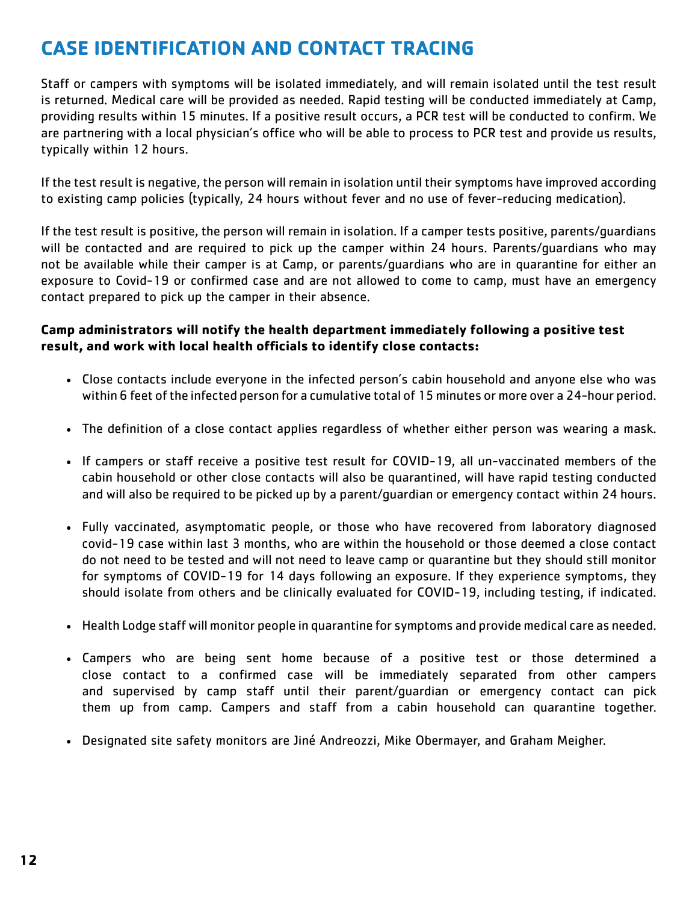# CASE IDENTIFICATION AND CONTACT TRACING

Staff or campers with symptoms will be isolated immediately, and will remain isolated until the test result is returned. Medical care will be provided as needed. Rapid testing will be conducted immediately at Camp, providing results within 15 minutes. If a positive result occurs, a PCR test will be conducted to confirm. We are partnering with a local physician's office who will be able to process to PCR test and provide us results, typically within 12 hours.

If the test result is negative, the person will remain in isolation until their symptoms have improved according to existing camp policies (typically, 24 hours without fever and no use of fever-reducing medication).

If the test result is positive, the person will remain in isolation. If a camper tests positive, parents/guardians will be contacted and are required to pick up the camper within 24 hours. Parents/guardians who may not be available while their camper is at Camp, or parents/guardians who are in quarantine for either an exposure to Covid-19 or confirmed case and are not allowed to come to camp, must have an emergency contact prepared to pick up the camper in their absence.

**Camp administrators will notify the health department immediately following a positive test result, and work with local health officials to identify close contacts:**

- Close contacts include everyone in the infected person's cabin household and anyone else who was within 6 feet of the infected person for a cumulative total of 15 minutes or more over a 24-hour period.
- The definition of a close contact applies regardless of whether either person was wearing a mask.
- If campers or staff receive a positive test result for COVID-19, all un-vaccinated members of the cabin household or other close contacts will also be quarantined, will have rapid testing conducted and will also be required to be picked up by a parent/guardian or emergency contact within 24 hours.
- Fully vaccinated, asymptomatic people, or those who have recovered from laboratory diagnosed covid-19 case within last 3 months, who are within the household or those deemed a close contact do not need to be tested and will not need to leave camp or quarantine but they should still monitor for symptoms of COVID-19 for 14 days following an exposure. If they experience symptoms, they should isolate from others and be clinically evaluated for COVID-19, including testing, if indicated.
- Health Lodge staff will monitor people in quarantine for symptoms and provide medical care as needed.
- Campers who are being sent home because of a positive test or those determined a close contact to a confirmed case will be immediately separated from other campers and supervised by camp staff until their parent/guardian or emergency contact can pick them up from camp. Campers and staff from a cabin household can quarantine together.
- Designated site safety monitors are Jiné Andreozzi, Mike Obermayer, and Graham Meigher.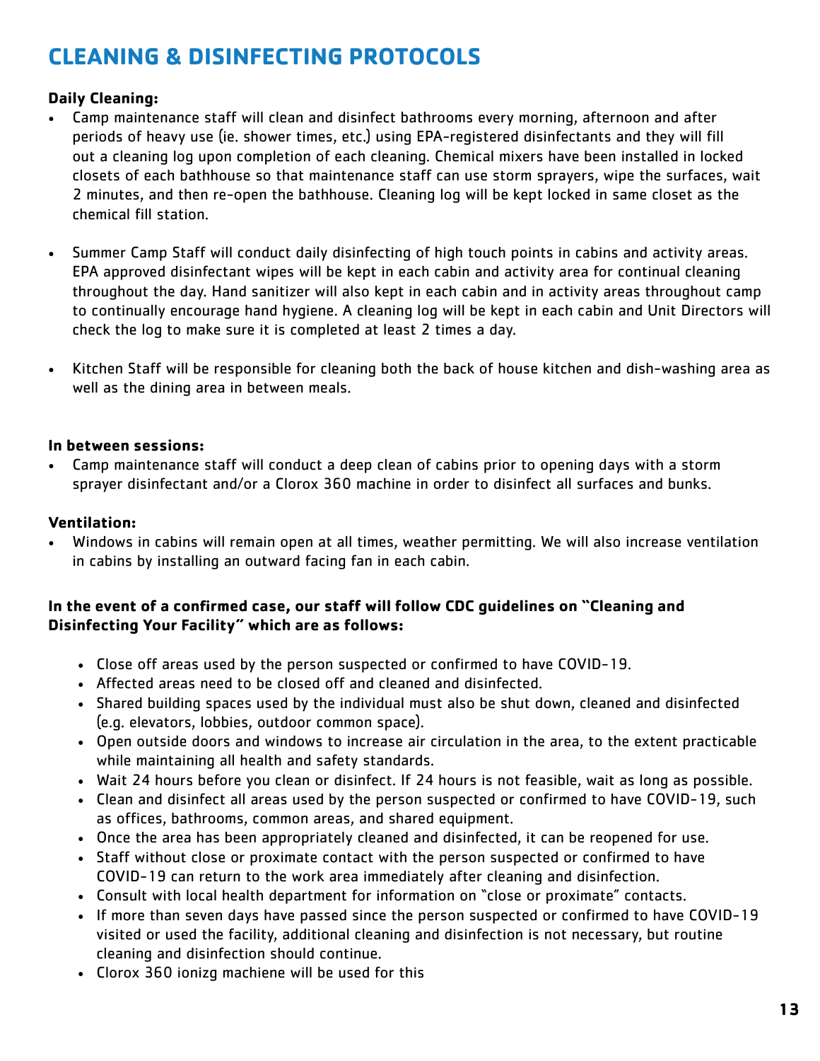# CLEANING & DISINFECTING PROTOCOLS

**Daily Cleaning:**

- Camp maintenance staff will clean and disinfect bathrooms every morning, afternoon and after periods of heavy use (ie. shower times, etc.) using EPA-registered disinfectants and they will fill out a cleaning log upon completion of each cleaning. Chemical mixers have been installed in locked closets of each bathhouse so that maintenance staff can use storm sprayers, wipe the surfaces, wait 2 minutes, and then re-open the bathhouse. Cleaning log will be kept locked in same closet as the chemical fill station.

- Summer Camp Staff will conduct daily disinfecting of high touch points in cabins and activity areas. EPA approved disinfectant wipes will be kept in each cabin and activity area for continual cleaning throughout the day. Hand sanitizer will also kept in each cabin and in activity areas throughout camp to continually encourage hand hygiene. A cleaning log will be kept in each cabin and Unit Directors will check the log to make sure it is completed at least 2 times a day.

- Kitchen Staff will be responsible for cleaning both the back of house kitchen and dish-washing area as well as the dining area in between meals.

**In between sessions:**

- Camp maintenance staff will conduct a deep clean of cabins prior to opening days with a storm sprayer disinfectant and/or a Clorox 360 machine in order to disinfect all surfaces and bunks.

**Ventilation:**

- Windows in cabins will remain open at all times, weather permitting. We will also increase ventilation in cabins by installing an outward facing fan in each cabin.

**In the event of a confirmed case, our staff will follow CDC guidelines on "Cleaning and Disinfecting Your Facility" which are as follows:**

- Close off areas used by the person suspected or confirmed to have COVID-19.
- Affected areas need to be closed off and cleaned and disinfected.
- Shared building spaces used by the individual must also be shut down, cleaned and disinfected (e.g. elevators, lobbies, outdoor common space).
- Open outside doors and windows to increase air circulation in the area, to the extent practicable while maintaining all health and safety standards.
- Wait 24 hours before you clean or disinfect. If 24 hours is not feasible, wait as long as possible.
- Clean and disinfect all areas used by the person suspected or confirmed to have COVID-19, such as offices, bathrooms, common areas, and shared equipment.
- Once the area has been appropriately cleaned and disinfected, it can be reopened for use.
- Staff without close or proximate contact with the person suspected or confirmed to have COVID-19 can return to the work area immediately after cleaning and disinfection.
- Consult with local health department for information on "close or proximate" contacts.
- If more than seven days have passed since the person suspected or confirmed to have COVID-19 visited or used the facility, additional cleaning and disinfection is not necessary, but routine cleaning and disinfection should continue.
- Clorox 360 ionizg machiene will be used for this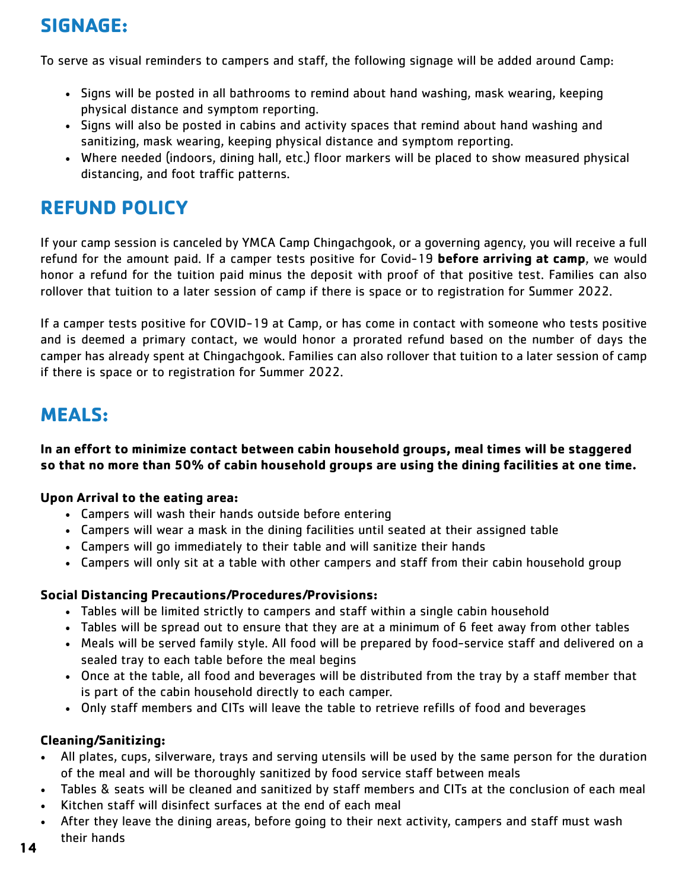## SIGNAGE:

To serve as visual reminders to campers and staff, the following signage will be added around Camp:

- Signs will be posted in all bathrooms to remind about hand washing, mask wearing, keeping physical distance and symptom reporting.
- Signs will also be posted in cabins and activity spaces that remind about hand washing and sanitizing, mask wearing, keeping physical distance and symptom reporting.
- Where needed (indoors, dining hall, etc.) floor markers will be placed to show measured physical distancing, and foot traffic patterns.

## REFUND POLICY

If your camp session is canceled by YMCA Camp Chingachgook, or a governing agency, you will receive a full refund for the amount paid. If a camper tests positive for Covid-19 **before arriving at camp**, we would honor a refund for the tuition paid minus the deposit with proof of that positive test. Families can also rollover that tuition to a later session of camp if there is space or to registration for Summer 2022.

If a camper tests positive for COVID-19 at Camp, or has come in contact with someone who tests positive and is deemed a primary contact, we would honor a prorated refund based on the number of days the camper has already spent at Chingachgook. Families can also rollover that tuition to a later session of camp if there is space or to registration for Summer 2022.

## MEALS:

**In an effort to minimize contact between cabin household groups, meal times will be staggered so that no more than 50% of cabin household groups are using the dining facilities at one time.**

**Upon Arrival to the eating area:**

- Campers will wash their hands outside before entering
- Campers will wear a mask in the dining facilities until seated at their assigned table
- Campers will go immediately to their table and will sanitize their hands
- Campers will only sit at a table with other campers and staff from their cabin household group

**Social Distancing Precautions/Procedures/Provisions:**

- Tables will be limited strictly to campers and staff within a single cabin household
- Tables will be spread out to ensure that they are at a minimum of 6 feet away from other tables
- Meals will be served family style. All food will be prepared by food-service staff and delivered on a sealed tray to each table before the meal begins
- Once at the table, all food and beverages will be distributed from the tray by a staff member that is part of the cabin household directly to each camper.
- Only staff members and CITs will leave the table to retrieve refills of food and beverages

**Cleaning/Sanitizing:**

- All plates, cups, silverware, trays and serving utensils will be used by the same person for the duration of the meal and will be thoroughly sanitized by food service staff between meals
- Tables & seats will be cleaned and sanitized by staff members and CITs at the conclusion of each meal
- Kitchen staff will disinfect surfaces at the end of each meal
- After they leave the dining areas, before going to their next activity, campers and staff must wash their hands